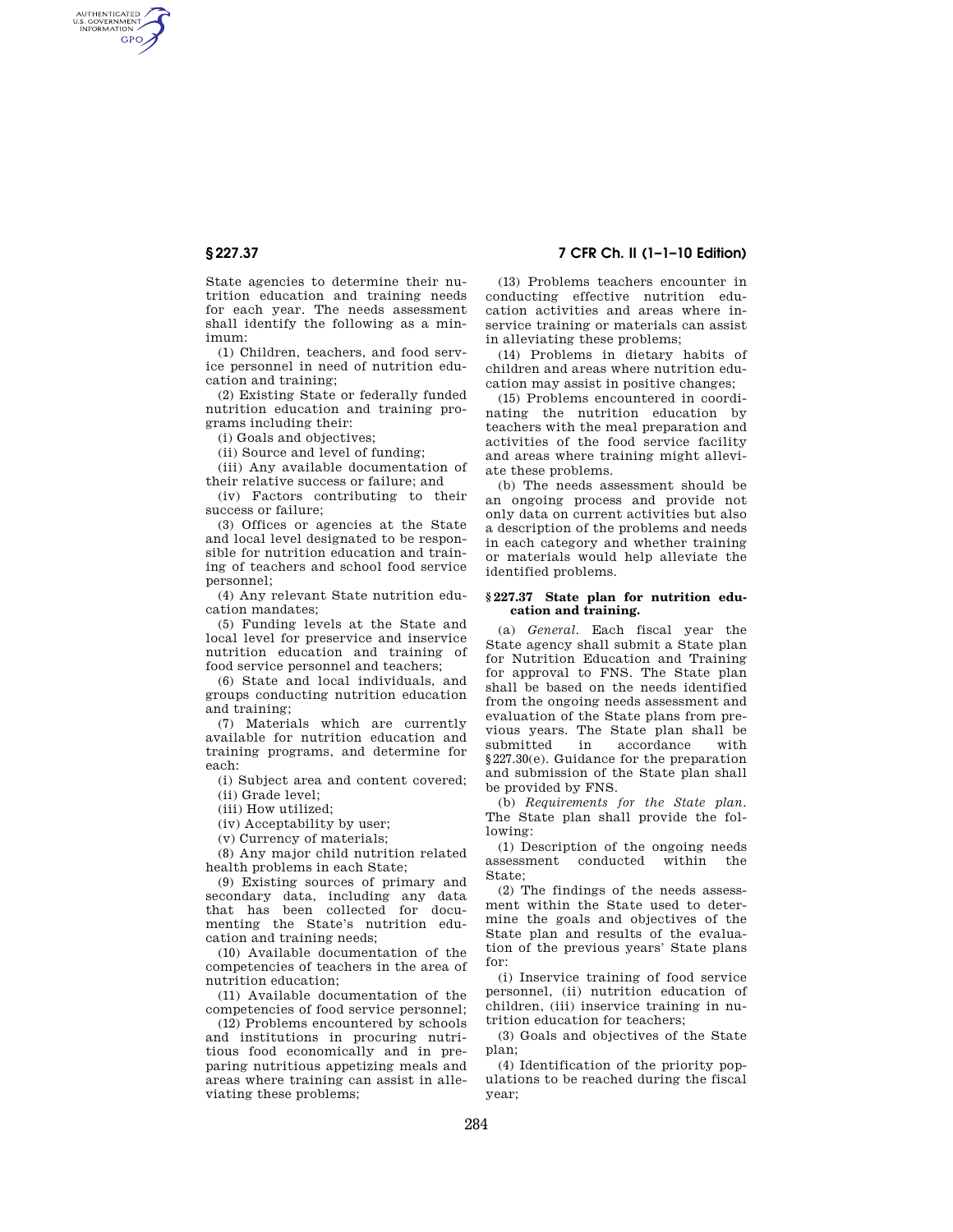State agencies to determine their nutrition education and training needs for each year. The needs assessment shall identify the following as a minimum:

(1) Children, teachers, and food service personnel in need of nutrition education and training;

(2) Existing State or federally funded nutrition education and training programs including their:

(i) Goals and objectives;

(ii) Source and level of funding;

(iii) Any available documentation of their relative success or failure; and

(iv) Factors contributing to their success or failure;

(3) Offices or agencies at the State and local level designated to be responsible for nutrition education and training of teachers and school food service personnel;

(4) Any relevant State nutrition education mandates;

(5) Funding levels at the State and local level for preservice and inservice nutrition education and training of food service personnel and teachers;

(6) State and local individuals, and groups conducting nutrition education and training;

(7) Materials which are currently available for nutrition education and training programs, and determine for each:

(i) Subject area and content covered;

(ii) Grade level;

(iii) How utilized;

(iv) Acceptability by user;

(v) Currency of materials;

(8) Any major child nutrition related health problems in each State;

(9) Existing sources of primary and secondary data, including any data that has been collected for documenting the State's nutrition education and training needs;

(10) Available documentation of the competencies of teachers in the area of nutrition education;

(11) Available documentation of the competencies of food service personnel;

(12) Problems encountered by schools and institutions in procuring nutritious food economically and in preparing nutritious appetizing meals and areas where training can assist in alleviating these problems;

(13) Problems teachers encounter in conducting effective nutrition education activities and areas where inservice training or materials can assist in alleviating these problems;

(14) Problems in dietary habits of children and areas where nutrition education may assist in positive changes;

(15) Problems encountered in coordinating the nutrition education by teachers with the meal preparation and activities of the food service facility and areas where training might alleviate these problems.

(b) The needs assessment should be an ongoing process and provide not only data on current activities but also a description of the problems and needs in each category and whether training or materials would help alleviate the identified problems.

## § 227.37 State plan for nutrition education and training.

(a) *General.* Each fiscal year the State agency shall submit a State plan for Nutrition Education and Training for approval to FNS. The State plan shall be based on the needs identified from the ongoing needs assessment and evaluation of the State plans from previous years. The State plan shall be submitted in accordance with §227.30(e). Guidance for the preparation and submission of the State plan shall be provided by FNS.

(b) *Requirements for the State plan.* The State plan shall provide the following:

(1) Description of the ongoing needs assessment conducted within the State;

(2) The findings of the needs assessment within the State used to determine the goals and objectives of the State plan and results of the evaluation of the previous years' State plans for:

(i) Inservice training of food service personnel, (ii) nutrition education of children, (iii) inservice training in nutrition education for teachers;

(3) Goals and objectives of the State plan;

(4) Identification of the priority populations to be reached during the fiscal year;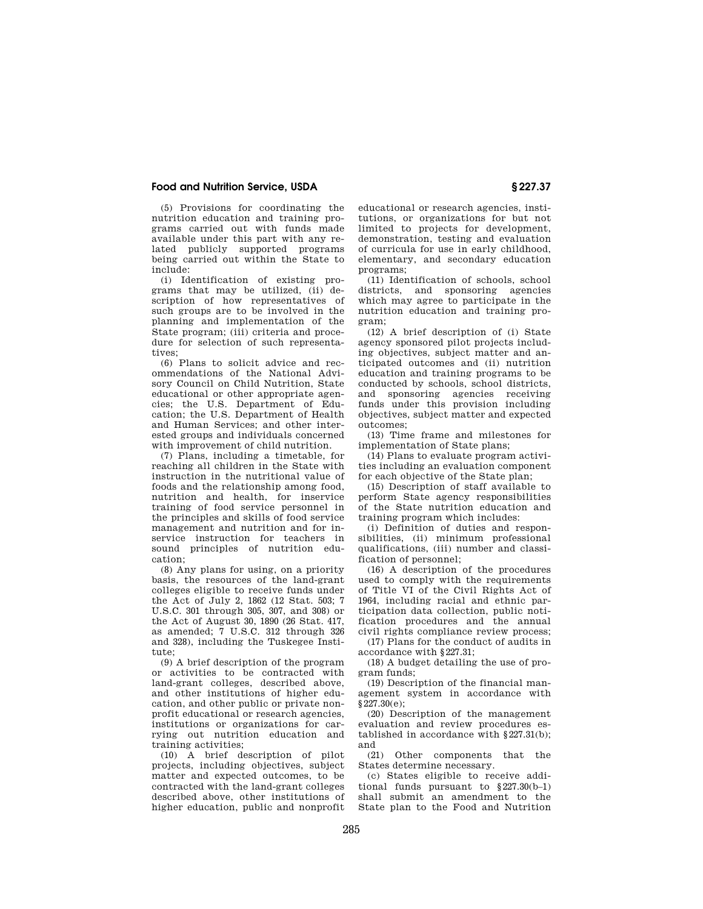(5) Provisions for coordinating the nutrition education and training programs carried out with funds made available under this part with any related publicly supported programs being carried out within the State to include:

(i) Identification of existing programs that may be utilized, (ii) description of how representatives of such groups are to be involved in the planning and implementation of the State program; (iii) criteria and procedure for selection of such representatives;

(6) Plans to solicit advice and recommendations of the National Advisory Council on Child Nutrition, State educational or other appropriate agencies; the U.S. Department of Education; the U.S. Department of Health and Human Services; and other interested groups and individuals concerned with improvement of child nutrition.

(7) Plans, including a timetable, for reaching all children in the State with instruction in the nutritional value of foods and the relationship among food, nutrition and health, for inservice training of food service personnel in the principles and skills of food service management and nutrition and for inservice instruction for teachers in sound principles of nutrition education;

(8) Any plans for using, on a priority basis, the resources of the land-grant colleges eligible to receive funds under the Act of July 2, 1862 (12 Stat. 503; 7 U.S.C. 301 through 305, 307, and 308) or the Act of August 30, 1890 (26 Stat. 417, as amended; 7 U.S.C. 312 through 326 and 328), including the Tuskegee Institute;

(9) A brief description of the program or activities to be contracted with land-grant colleges, described above, and other institutions of higher education, and other public or private nonprofit educational or research agencies, institutions or organizations for carrying out nutrition education and training activities;

(10) A brief description of pilot projects, including objectives, subject matter and expected outcomes, to be contracted with the land-grant colleges described above, other institutions of higher education, public and nonprofit educational or research agencies, institutions, or organizations for but not limited to projects for development, demonstration, testing and evaluation of curricula for use in early childhood, elementary, and secondary education programs;

(11) Identification of schools, school districts, and sponsoring agencies which may agree to participate in the nutrition education and training program;

(12) A brief description of (i) State agency sponsored pilot projects including objectives, subject matter and anticipated outcomes and (ii) nutrition education and training programs to be conducted by schools, school districts, and sponsoring agencies receiving funds under this provision including objectives, subject matter and expected outcomes;

(13) Time frame and milestones for implementation of State plans;

(14) Plans to evaluate program activities including an evaluation component for each objective of the State plan;

(15) Description of staff available to perform State agency responsibilities of the State nutrition education and training program which includes:

(i) Definition of duties and responsibilities, (ii) minimum professional qualifications, (iii) number and classification of personnel;

(16) A description of the procedures used to comply with the requirements of Title VI of the Civil Rights Act of 1964, including racial and ethnic participation data collection, public notification procedures and the annual civil rights compliance review process;

(17) Plans for the conduct of audits in accordance with §227.31;

(18) A budget detailing the use of program funds;

(19) Description of the financial management system in accordance with §227.30(e);

(20) Description of the management evaluation and review procedures established in accordance with §227.31(b); and

(21) Other components that the States determine necessary.

(c) States eligible to receive additional funds pursuant to §227.30(b–1) shall submit an amendment to the State plan to the Food and Nutrition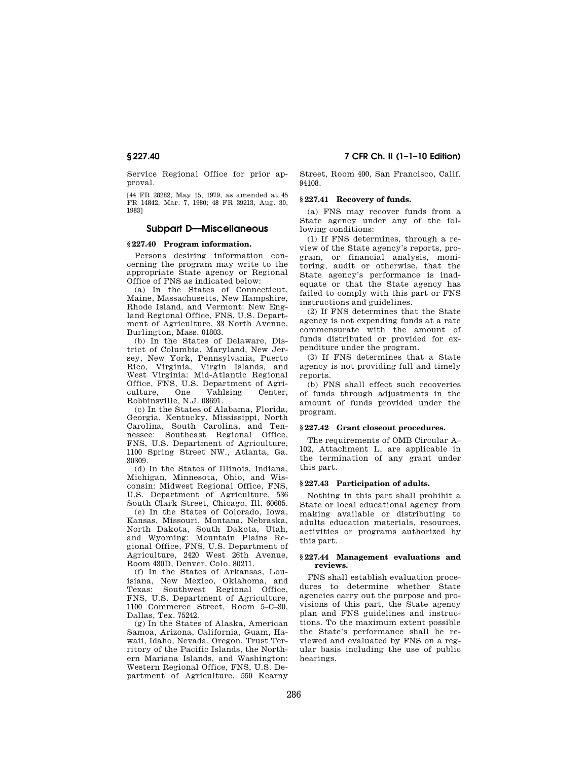Service Regional Office for prior approval.

[44 FR 28282, May 15, 1979, as amended at 45 FR 14842, Mar. 7, 1980; 48 FR 39213, Aug. 30, 1983]

## Subpart D—Miscellaneous

### § 227.40 Program information.

Persons desiring information concerning the program may write to the appropriate State agency or Regional Office of FNS as indicated below:

(a) In the States of Connecticut, Maine, Massachusetts, New Hampshire, Rhode Island, and Vermont: New England Regional Office, FNS, U.S. Department of Agriculture, 33 North Avenue, Burlington, Mass. 01803.

(b) In the States of Delaware, District of Columbia, Maryland, New Jersey, New York, Pennsylvania, Puerto Rico, Virginia, Virgin Islands, and West Virginia: Mid-Atlantic Regional Office, FNS, U.S. Department of Agriculture, One Vahlsing Center, Robbinsville, N.J. 08691.

(c) In the States of Alabama, Florida, Georgia, Kentucky, Mississippi, North Carolina, South Carolina, and Tennessee: Southeast Regional Office, FNS, U.S. Department of Agriculture, 1100 Spring Street NW., Atlanta, Ga. 30309.

(d) In the States of Illinois, Indiana, Michigan, Minnesota, Ohio, and Wisconsin: Midwest Regional Office, FNS, U.S. Department of Agriculture, 536 South Clark Street, Chicago, Ill. 60605.

(e) In the States of Colorado, Iowa, Kansas, Missouri, Montana, Nebraska, North Dakota, South Dakota, Utah, and Wyoming: Mountain Plains Regional Office, FNS, U.S. Department of Agriculture, 2420 West 26th Avenue, Room 430D, Denver, Colo. 80211.

(f) In the States of Arkansas, Louisiana, New Mexico, Oklahoma, and Texas: Southwest Regional Office, FNS, U.S. Department of Agriculture, 1100 Commerce Street, Room 5–C–30, Dallas, Tex. 75242.

(g) In the States of Alaska, American Samoa, Arizona, California, Guam, Hawaii, Idaho, Nevada, Oregon, Trust Territory of the Pacific Islands, the Northern Mariana Islands, and Washington: Western Regional Office, FNS, U.S. Department of Agriculture, 550 Kearny Street, Room 400, San Francisco, Calif. 94108.

### § 227.41 Recovery of funds.

(a) FNS may recover funds from a State agency under any of the following conditions:

(1) If FNS determines, through a review of the State agency's reports, program, or financial analysis, monitoring, audit or otherwise, that the State agency's performance is inadequate or that the State agency has failed to comply with this part or FNS instructions and guidelines.

(2) If FNS determines that the State agency is not expending funds at a rate commensurate with the amount of funds distributed or provided for expenditure under the program.

(3) If FNS determines that a State agency is not providing full and timely reports.

(b) FNS shall effect such recoveries of funds through adjustments in the amount of funds provided under the program.

### § 227.42 Grant closeout procedures.

The requirements of OMB Circular A–102, Attachment L, are applicable in the termination of any grant under this part.

### § 227.43 Participation of adults.

Nothing in this part shall prohibit a State or local educational agency from making available or distributing to adults education materials, resources, activities or programs authorized by this part.

### § 227.44 Management evaluations and reviews.

FNS shall establish evaluation procedures to determine whether State agencies carry out the purpose and provisions of this part, the State agency plan and FNS guidelines and instructions. To the maximum extent possible the State's performance shall be reviewed and evaluated by FNS on a regular basis including the use of public hearings.